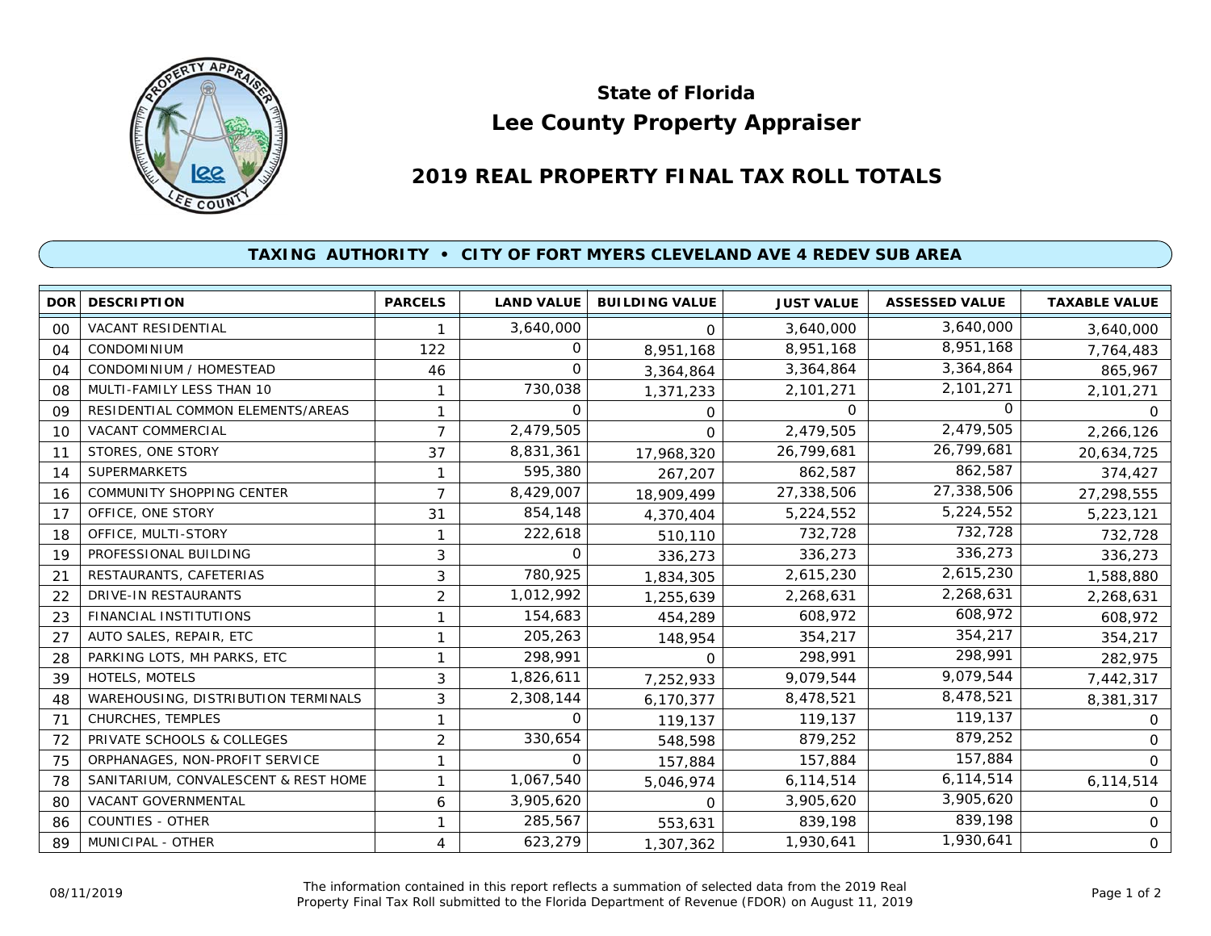## State of Florida
# Lee County Property Appraiser

## 2019 REAL PROPERTY FINAL TAX ROLL TOTALS

### TAXING AUTHORITY • CITY OF FORT MYERS CLEVELAND AVE 4 REDEV SUB AREA

| DOR | DESCRIPTION | PARCELS | LAND VALUE | BUILDING VALUE | JUST VALUE | ASSESSED VALUE | TAXABLE VALUE |
|---|---|---|---|---|---|---|---|
| 00 | VACANT RESIDENTIAL | 1 | 3,640,000 | 0 | 3,640,000 | 3,640,000 | 3,640,000 |
| 04 | CONDOMINIUM | 122 | 0 | 8,951,168 | 8,951,168 | 8,951,168 | 7,764,483 |
| 04 | CONDOMINIUM / HOMESTEAD | 46 | 0 | 3,364,864 | 3,364,864 | 3,364,864 | 865,967 |
| 08 | MULTI-FAMILY LESS THAN 10 | 1 | 730,038 | 1,371,233 | 2,101,271 | 2,101,271 | 2,101,271 |
| 09 | RESIDENTIAL COMMON ELEMENTS/AREAS | 1 | 0 | 0 | 0 | 0 | 0 |
| 10 | VACANT COMMERCIAL | 7 | 2,479,505 | 0 | 2,479,505 | 2,479,505 | 2,266,126 |
| 11 | STORES, ONE STORY | 37 | 8,831,361 | 17,968,320 | 26,799,681 | 26,799,681 | 20,634,725 |
| 14 | SUPERMARKETS | 1 | 595,380 | 267,207 | 862,587 | 862,587 | 374,427 |
| 16 | COMMUNITY SHOPPING CENTER | 7 | 8,429,007 | 18,909,499 | 27,338,506 | 27,338,506 | 27,298,555 |
| 17 | OFFICE, ONE STORY | 31 | 854,148 | 4,370,404 | 5,224,552 | 5,224,552 | 5,223,121 |
| 18 | OFFICE, MULTI-STORY | 1 | 222,618 | 510,110 | 732,728 | 732,728 | 732,728 |
| 19 | PROFESSIONAL BUILDING | 3 | 0 | 336,273 | 336,273 | 336,273 | 336,273 |
| 21 | RESTAURANTS, CAFETERIAS | 3 | 780,925 | 1,834,305 | 2,615,230 | 2,615,230 | 1,588,880 |
| 22 | DRIVE-IN RESTAURANTS | 2 | 1,012,992 | 1,255,639 | 2,268,631 | 2,268,631 | 2,268,631 |
| 23 | FINANCIAL INSTITUTIONS | 1 | 154,683 | 454,289 | 608,972 | 608,972 | 608,972 |
| 27 | AUTO SALES, REPAIR, ETC | 1 | 205,263 | 148,954 | 354,217 | 354,217 | 354,217 |
| 28 | PARKING LOTS, MH PARKS, ETC | 1 | 298,991 | 0 | 298,991 | 298,991 | 282,975 |
| 39 | HOTELS, MOTELS | 3 | 1,826,611 | 7,252,933 | 9,079,544 | 9,079,544 | 7,442,317 |
| 48 | WAREHOUSING, DISTRIBUTION TERMINALS | 3 | 2,308,144 | 6,170,377 | 8,478,521 | 8,478,521 | 8,381,317 |
| 71 | CHURCHES, TEMPLES | 1 | 0 | 119,137 | 119,137 | 119,137 | 0 |
| 72 | PRIVATE SCHOOLS & COLLEGES | 2 | 330,654 | 548,598 | 879,252 | 879,252 | 0 |
| 75 | ORPHANAGES, NON-PROFIT SERVICE | 1 | 0 | 157,884 | 157,884 | 157,884 | 0 |
| 78 | SANITARIUM, CONVALESCENT & REST HOME | 1 | 1,067,540 | 5,046,974 | 6,114,514 | 6,114,514 | 6,114,514 |
| 80 | VACANT GOVERNMENTAL | 6 | 3,905,620 | 0 | 3,905,620 | 3,905,620 | 0 |
| 86 | COUNTIES - OTHER | 1 | 285,567 | 553,631 | 839,198 | 839,198 | 0 |
| 89 | MUNICIPAL - OTHER | 4 | 623,279 | 1,307,362 | 1,930,641 | 1,930,641 | 0 |

08/11/2019

The information contained in this report reflects a summation of selected data from the 2019 Real Property Final Tax Roll submitted to the Florida Department of Revenue (FDOR) on August 11, 2019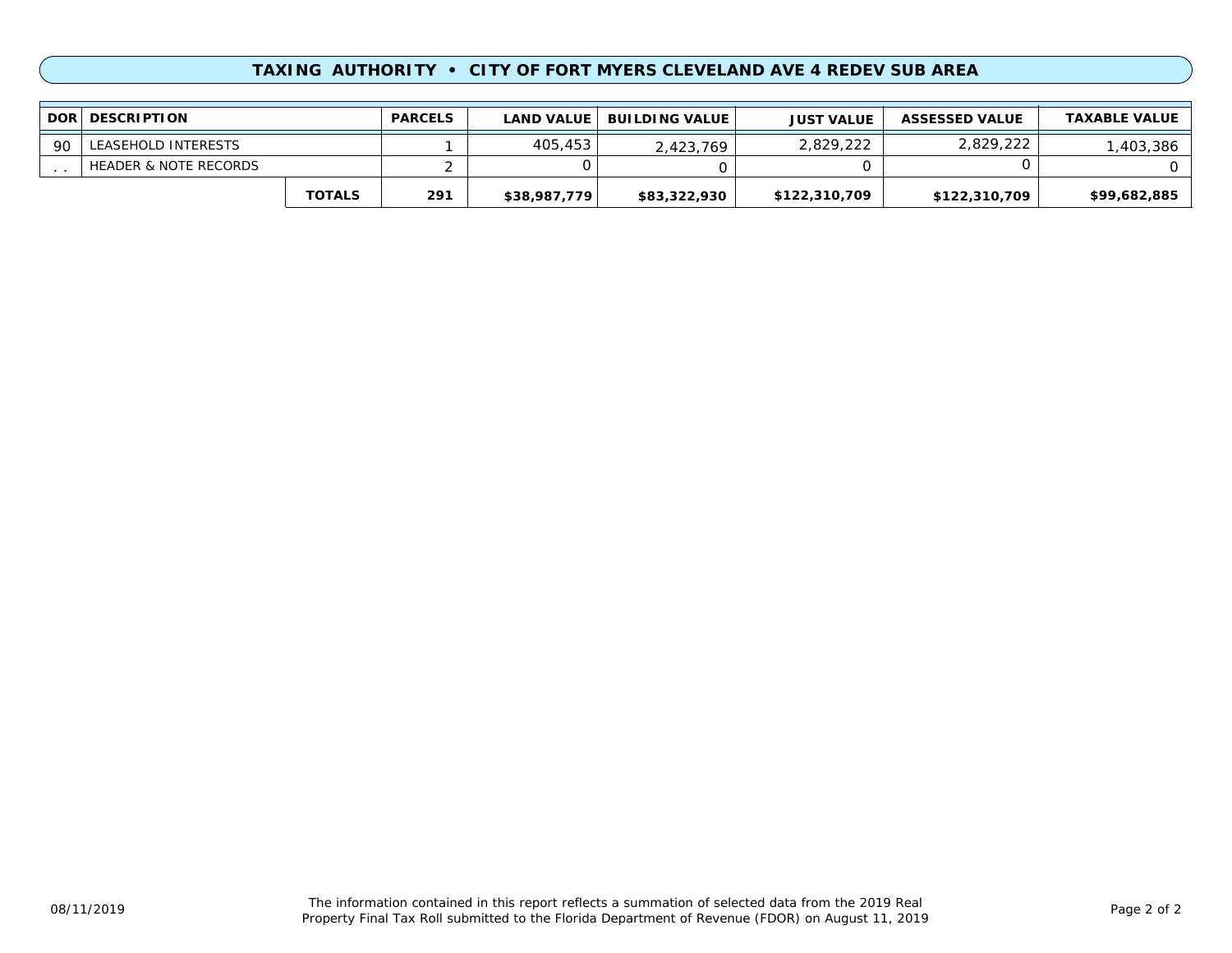## TAXING AUTHORITY • CITY OF FORT MYERS CLEVELAND AVE 4 REDEV SUB AREA

| DOR | DESCRIPTION | | PARCELS | LAND VALUE | BUILDING VALUE | JUST VALUE | ASSESSED VALUE | TAXABLE VALUE |
|---|---|---|---|---|---|---|---|---|
| 90 | LEASEHOLD INTERESTS | | 1 | 405,453 | 2,423,769 | 2,829,222 | 2,829,222 | 1,403,386 |
| . . | HEADER & NOTE RECORDS | | 2 | 0 | 0 | 0 | 0 | 0 |
| | | **TOTALS** | **291** | **$38,987,779** | **$83,322,930** | **$122,310,709** | **$122,310,709** | **$99,682,885** |

08/11/2019

The information contained in this report reflects a summation of selected data from the 2019 Real Property Final Tax Roll submitted to the Florida Department of Revenue (FDOR) on August 11, 2019